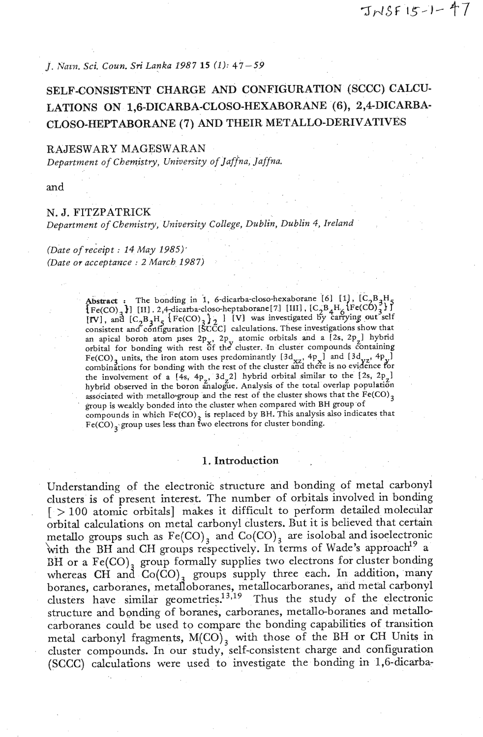JNSF 15-1-47

*J. Natn. Sci. Coun. Sri Lanka 1987* **15** *(1)*: 47 – 59

# SELF-CONSISTENT CHARGE AND CONFIGURATION (SCCC) CALCULATIONS ON 1,6-DICARBA-CLOSO-HEXABORANE (6), 2,4-DICARBA-CLOSO-HEPTABORANE (7) AND THEIR METALLO-DERIVATIVES

RAJESWARY MAGESWARAN
*Department of Chemistry, University of Jaffna, Jaffna.*

and

N. J. FITZPATRICK
*Department of Chemistry, University College, Dublin, Dublin 4, Ireland*

*(Date of receipt : 14 May 1985)*
*(Date of acceptance : 2 March 1987)*

**Abstract** : The bonding in 1, 6-dicarba-closo-hexaborane [6] [1], [$C_2B_3H_5$ {$Fe(CO)_3$}] [II]. 2,4-dicarba-closo-heptaborane[7] [III], [$C_2B_4H_6${$Fe(CO)_3$}] [IV], and [$C_2B_3H_5$ {$Fe(CO)_3$}$_2$ ] [V] was investigated by carrying out self consistent and configuration [SCCC] calculations. These investigations show that an apical boron atom uses $2p_x$, $2p_y$ atomic orbitals and a [2s, $2p_z$] hybrid orbital for bonding with rest of the cluster. In cluster compounds containing $Fe(CO)_3$ units, the iron atom uses predominantly [$3d_{xz}$, $4p_x$] and [$3d_{yz}$, $4p_y$] combinations for bonding with the rest of the cluster and there is no evidence for the involvement of a [4s, $4p_z$, $3d_z2$] hybrid orbital similar to the [2s, $2p_z$] hybrid observed in the boron analogue. Analysis of the total overlap population associated with metallo-group and the rest of the cluster shows that the $Fe(CO)_3$ group is weakly bonded into the cluster when compared with BH group of compounds in which $Fe(CO)_3$ is replaced by BH. This analysis also indicates that $Fe(CO)_3$ group uses less than two electrons for cluster bonding.

## 1. Introduction

Understanding of the electronic structure and bonding of metal carbonyl clusters is of present interest. The number of orbitals involved in bonding [ > 100 atomic orbitals] makes it difficult to perform detailed molecular orbital calculations on metal carbonyl clusters. But it is believed that certain metallo groups such as $Fe(CO)_3$ and $Co(CO)_3$ are isolobal and isoelectronic with the BH and CH groups respectively. In terms of Wade's approach[19] a BH or a $Fe(CO)_3$ group formally supplies two electrons for cluster bonding whereas CH and $Co(CO)_3$ groups supply three each. In addition, many boranes, carboranes, metalloboranes, metallocarboranes, and metal carbonyl clusters have similar geometries.[13,19] Thus the study of the electronic structure and bonding of boranes, carboranes, metallo-boranes and metallo-carboranes could be used to compare the bonding capabilities of transition metal carbonyl fragments, $M(CO)_3$ with those of the BH or CH Units in cluster compounds. In our study, self-consistent charge and configuration (SCCC) calculations were used to investigate the bonding in 1,6-dicarba-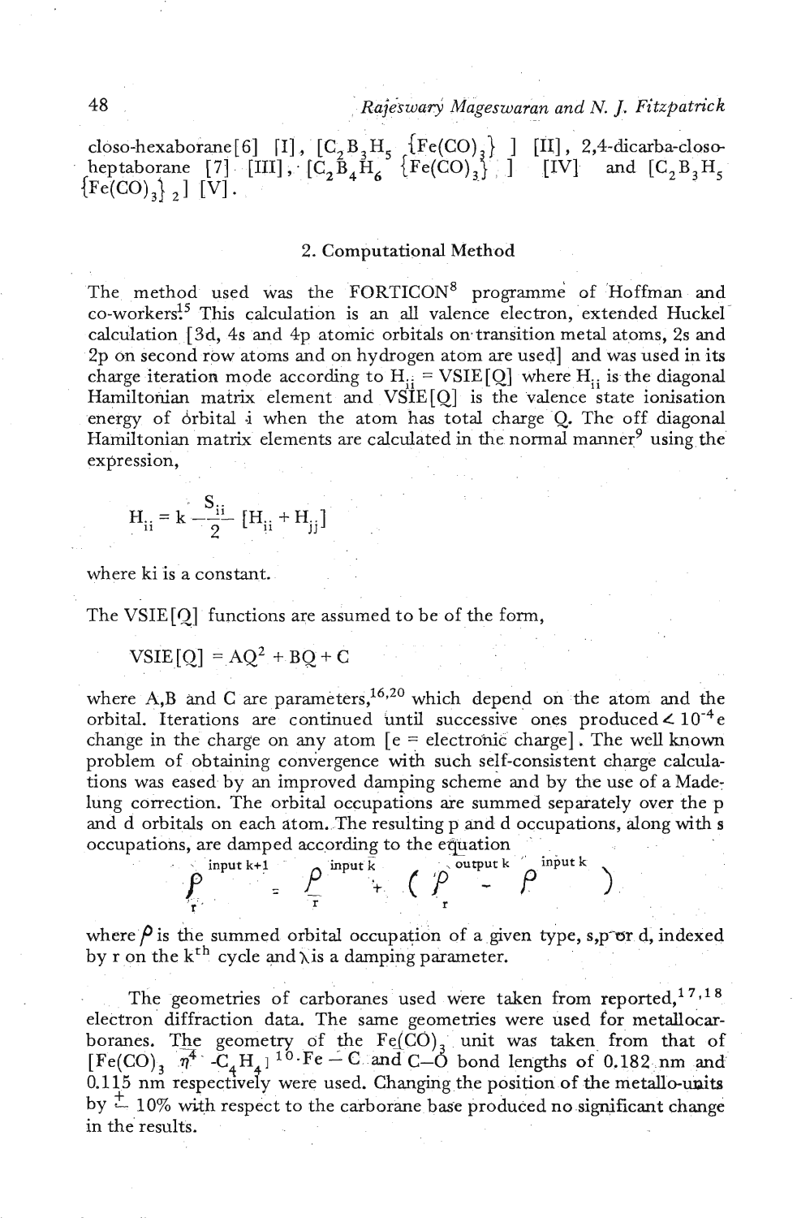closo-hexaborane[6] [I], $[C_2B_3H_5\ \{Fe(CO)_3\}\ ]$ [II], 2,4-dicarba-closo-heptaborane [7] [III], $[C_2B_4H_6\ \{Fe(CO)_3\}\ ]$ [IV] and $[C_2B_3H_5\ \{Fe(CO)_3\}_2]$ [V].

## 2. Computational Method

The method used was the FORTICON[8] programme of Hoffman and co-workers[15] This calculation is an all valence electron, extended Huckel calculation [3d, 4s and 4p atomic orbitals on transition metal atoms, 2s and 2p on second row atoms and on hydrogen atom are used] and was used in its charge iteration mode according to $H_{ii}$ = VSIE[Q] where $H_{ii}$ is the diagonal Hamiltonian matrix element and VSIE[Q] is the valence state ionisation energy of orbital i when the atom has total charge Q. The off diagonal Hamiltonian matrix elements are calculated in the normal manner[9] using the expression,

$$H_{ii} = k \frac{S_{ii}}{2} [H_{ii} + H_{jj}]$$

where ki is a constant.

The VSIE[Q] functions are assumed to be of the form,

$$\text{VSIE}[Q] = AQ^2 + BQ + C$$

where A,B and C are parameters,[16,20] which depend on the atom and the orbital. Iterations are continued until successive ones produced $< 10^{-4}$e change in the charge on any atom [e = electronic charge]. The well known problem of obtaining convergence with such self-consistent charge calculations was eased by an improved damping scheme and by the use of a Madelung correction. The orbital occupations are summed separately over the p and d orbitals on each atom. The resulting p and d occupations, along with s occupations, are damped according to the equation

$$\rho_r^{\text{input } k+1} = \rho_r^{\text{input } k} + (\rho_r^{\text{output } k} - \rho^{\text{input } k})$$

where $\rho$ is the summed orbital occupation of a given type, s,p or d, indexed by r on the $k^{th}$ cycle and $\lambda$ is a damping parameter.

The geometries of carboranes used were taken from reported,[17,18] electron diffraction data. The same geometries were used for metallocarboranes. The geometry of the $Fe(CO)_3$ unit was taken from that of $[Fe(CO)_3\ \eta^4\text{-}C_4H_4]$[10]. Fe – C and C–O bond lengths of 0.182 nm and 0.115 nm respectively were used. Changing the position of the metallo-units by ± 10% with respect to the carborane base produced no significant change in the results.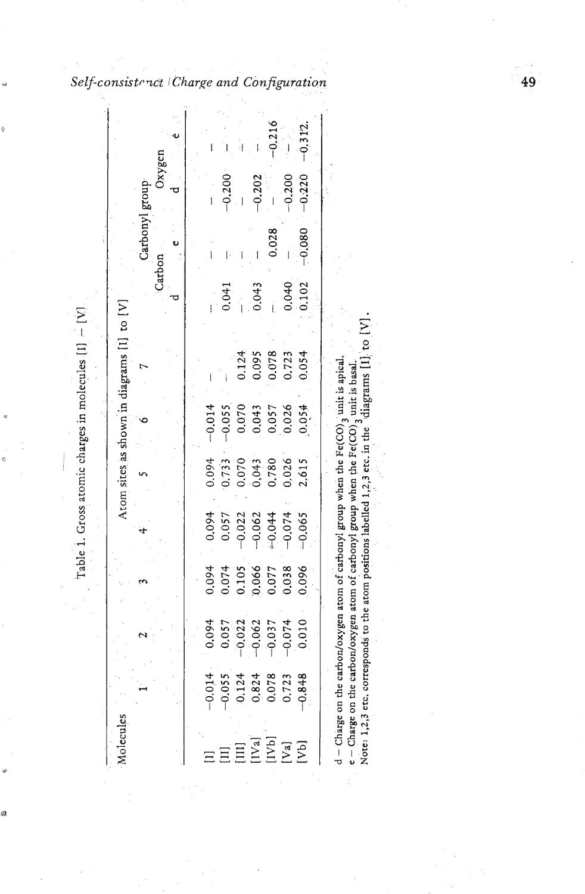Table 1. Gross atomic charges in molecules [I] – [V]

| Molecules | Atom sites as shown in diagrams [I] to [V] | | | | | | | Carbonyl group | | | |
|---|---|---|---|---|---|---|---|---|---|---|---|
| | | | | | | | | Carbon | | Oxygen | |
| | 1 | 2 | 3 | 4 | 5 | 6 | 7 | d | e | d | e |
| [I] | −0.014 | 0.094 | 0.094 | 0.094 | 0.094 | −0.014 | — | — | — | — | — |
| [II] | −0.055 | 0.057 | 0.074 | 0.057 | 0.733 | −0.055 | — | 0.041 | — | −0.200 | — |
| [III] | 0.124 | −0.022 | 0.105 | −0.022 | 0.070 | 0.070 | 0.124 | — | — | — | — |
| [IVa] | 0.824 | −0.062 | 0.066 | −0.062 | 0.043 | 0.043 | 0.095 | 0.043 | — | −0.202 | — |
| [IVb] | 0.078 | −0.037 | 0.077 | −0.044 | 0.780 | 0.057 | 0.078 | — | 0.028 | — | −0.216 |
| [Va] | 0.723 | −0.074 | 0.038 | −0.074 | 0.026 | 0.026 | 0.723 | 0.040 | — | −0.200 | — |
| [Vb] | −0.848 | 0.010 | 0.096 | −0.065 | 2.615 | 0.054 | 0.054 | 0.102 | −0.080 | −0.220 | −0.312 |

d – Charge on the carbon/oxygen atom of carbonyl group when the $Fe(CO)_3$ unit is apical.
e – Charge on the carbon/oxygen atom of carbonyl group when the $Fe(CO)_3$ unit is basal.
Note: 1,2,3 etc. corresponds to the atom positions labelled 1,2,3 etc. in the diagrams [I] to [V].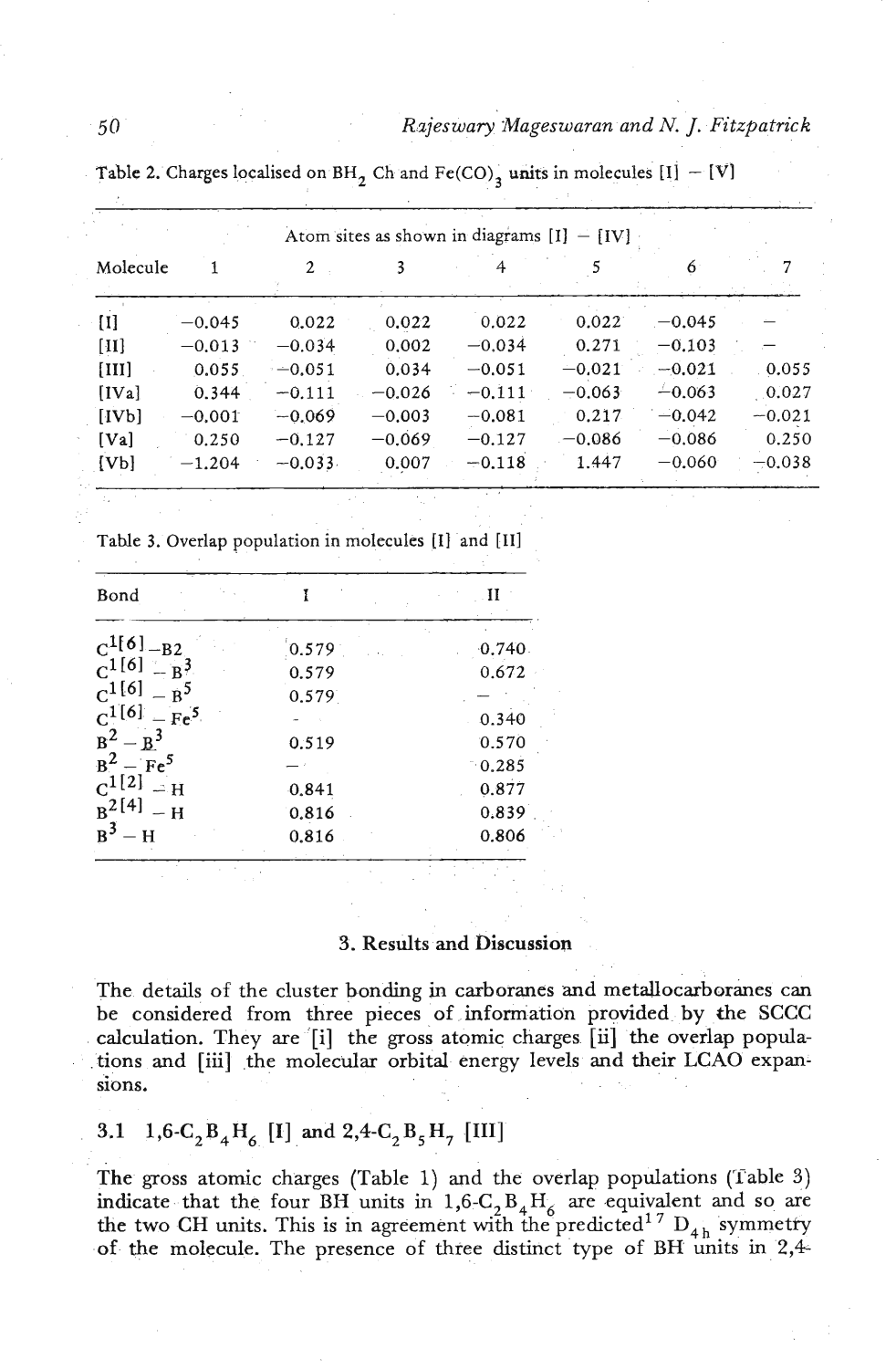Table 2. Charges localised on $BH_2$ Ch and $Fe(CO)_3$ units in molecules [I] – [V]

| Molecule | Atom sites as shown in diagrams [I] – [IV] | | | | | | |
|---|---|---|---|---|---|---|---|
| | 1 | 2 | 3 | 4 | 5 | 6 | 7 |
| [I] | −0.045 | 0.022 | 0.022 | 0.022 | 0.022 | −0.045 | – |
| [II] | −0.013 | −0.034 | 0.002 | −0.034 | 0.271 | −0.103 | – |
| [III] | 0.055 | −0.051 | 0.034 | −0.051 | −0.021 | −0.021 | 0.055 |
| [IVa] | 0.344 | −0.111 | −0.026 | −0.111 | −0.063 | −0.063 | 0.027 |
| [IVb] | −0.001 | −0.069 | −0.003 | −0.081 | 0.217 | −0.042 | −0.021 |
| [Va] | 0.250 | −0.127 | −0.069 | −0.127 | −0.086 | −0.086 | 0.250 |
| [Vb] | −1.204 | −0.033 | 0.007 | −0.118 | 1.447 | −0.060 | −0.038 |

Table 3. Overlap population in molecules [I] and [II]

| Bond | I | II |
|---|---|---|
| $C^{1[6]}-B^2$ | 0.579 | 0.740 |
| $C^{1[6]}-B^3$ | 0.579 | 0.672 |
| $C^{1[6]}-B^5$ | 0.579 | – |
| $C^{1[6]}-Fe^5$ | - | 0.340 |
| $B^2-B^3$ | 0.519 | 0.570 |
| $B^2-Fe^5$ | – | 0.285 |
| $C^{1[2]}-H$ | 0.841 | 0.877 |
| $B^{2[4]}-H$ | 0.816 | 0.839 |
| $B^3-H$ | 0.816 | 0.806 |

## 3. Results and Discussion

The details of the cluster bonding in carboranes and metallocarboranes can be considered from three pieces of information provided by the SCCC calculation. They are [i] the gross atomic charges [ii] the overlap populations and [iii] the molecular orbital energy levels and their LCAO expansions.

### 3.1 1,6-$C_2B_4H_6$ [I] and 2,4-$C_2B_5H_7$ [III]

The gross atomic charges (Table 1) and the overlap populations (Table 3) indicate that the four BH units in 1,6-$C_2B_4H_6$ are equivalent and so are the two CH units. This is in agreement with the predicted[17] $D_{4h}$ symmetry of the molecule. The presence of three distinct type of BH units in 2,4-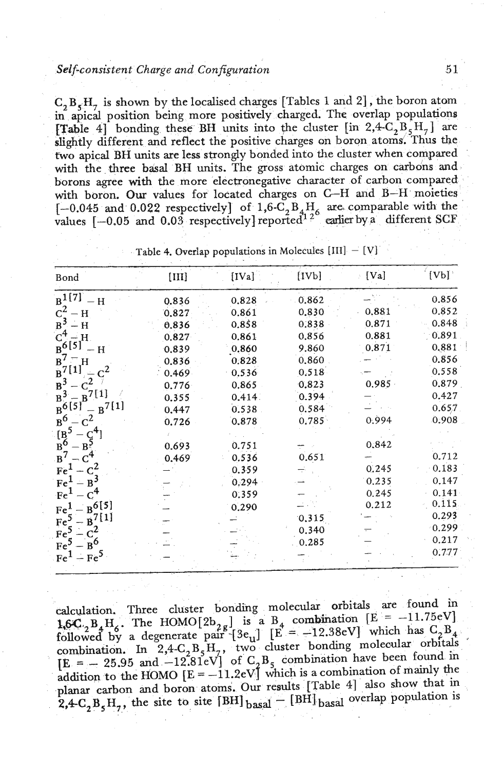$C_2B_5H_7$ is shown by the localised charges [Tables 1 and 2], the boron atom in apical position being more positively charged. The overlap populations [Table 4] bonding these BH units into the cluster [in 2,4-$C_2B_5H_7$] are slightly different and reflect the positive charges on boron atoms. Thus the two apical BH units are less strongly bonded into the cluster when compared with the three basal BH units. The gross atomic charges on carbons and borons agree with the more electronegative character of carbon compared with boron. Our values for located charges on C–H and B–H moieties [−0.045 and 0.022 respectively] of 1,6-$C_2B_4H_6$ are comparable with the values [−0.05 and 0.03 respectively] reported[12] earlier by a different SCF

Table 4. Overlap populations in Molecules [III] – [V]

| Bond | [III] | [IVa] | [IVb] | [Va] | [Vb] |
|---|---|---|---|---|---|
| $B^{1[7]}$ – H | 0.836 | 0.828 | 0.862 | – | 0.856 |
| $C^2$ – H | 0.827 | 0.861 | 0.830 | 0.881 | 0.852 |
| $B^3$ – H | 0.836 | 0.858 | 0.838 | 0.871 | 0.848 |
| $C^4$ – H | 0.827 | 0.861 | 0.856 | 0.881 | 0.891 |
| $B^{6[5]}$ – H | 0.839 | 0.860 | 9.860 | 0.871 | 0.881 |
| $B^7$ – H | 0.836 | 0.828 | 0.860 | – | 0.856 |
| $B^{7[1]}$ – $C^2$ | 0.469 | 0.536 | 0.518 | – | 0.558 |
| $B^3$ – $C^2$ | 0.776 | 0.865 | 0.823 | 0.985 | 0.879 |
| $B^3$ – $B^{7[1]}$ | 0.355 | 0.414 | 0.394 | – | 0.427 |
| $B^{6[5]}$ – $B^{7[1]}$ | 0.447 | 0.538 | 0.584 | – | 0.657 |
| $B^6$ – $C^2$ | 0.726 | 0.878 | 0.785 | 0.994 | 0.908 |
| [$B^5$ – $C^4$] | | | | | |
| $B^6$ – $B^5$ | 0.693 | 0.751 | – | 0.842 | |
| $B^7$ – $C^4$ | 0.469 | 0.536 | 0.651 | – | 0.712 |
| $Fe^1$ – $C^2$ | – | 0.359 | – | 0.245 | 0.183 |
| $Fe^1$ – $B^3$ | – | 0.294 | – | 0.235 | 0.147 |
| $Fe^1$ – $C^4$ | – | 0.359 | – | 0.245 | 0.141 |
| $Fe^1$ – $B^{6[5]}$ | – | 0.290 | – | 0.212 | 0.115 |
| $Fe^5$ – $B^{7[1]}$ | – | – | 0.315 | – | 0.293 |
| $Fe^5$ – $C^2$ | – | – | 0.340 | – | 0.299 |
| $Fe^5$ – $B^6$ | – | – | 0.285 | – | 0.217 |
| $Fe^1$ – $Fe^5$ | – | – | – | – | 0.777 |

calculation. Three cluster bonding molecular orbitals are found in 1,6-$C_2B_4H_6$. The HOMO[$2b_{2g}$] is a $B_4$ combination [E = −11.75eV] followed by a degenerate pair [$3e_u$] [E = −12.38eV] which has $C_2B_4$ combination. In 2,4-$C_2B_5H_7$, two cluster bonding molecular orbitals [E = − 25.95 and −12.81eV] of $C_2B_5$ combination have been found in addition to the HOMO [E = −11.2eV] which is a combination of mainly the planar carbon and boron atoms. Our results [Table 4] also show that in 2,4-$C_2B_5H_7$, the site to site $[BH]_{basal}$ – $[BH]_{basal}$ overlap population is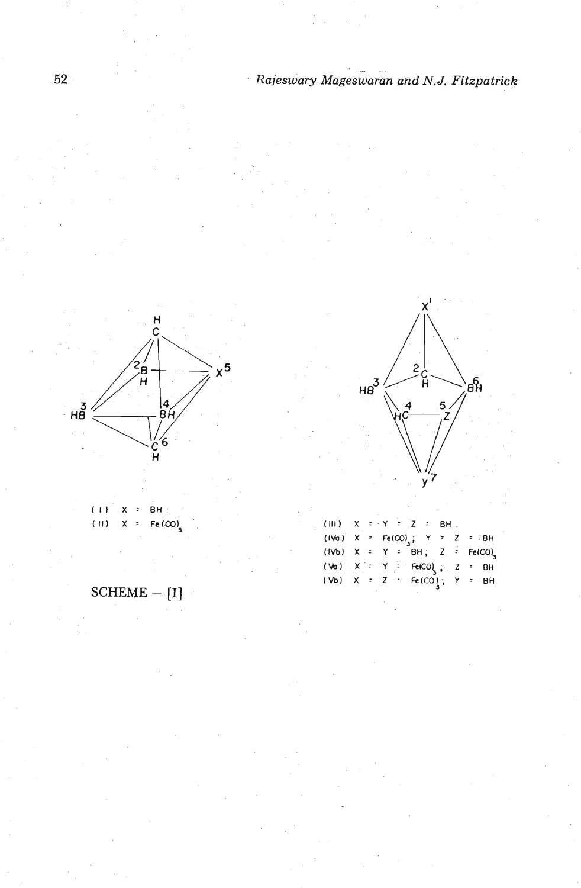(I) X = BH
(II) X = $Fe(CO)_3$

(III) X = Y = Z = BH
(IVa) X = $Fe(CO)_3$; Y = Z = BH
(IVb) X = Y = BH; Z = $Fe(CO)_3$
(Va) X = Y = $Fe(CO)_3$; Z = BH
(Vb) X = Z = $Fe(CO)_3$; Y = BH

SCHEME – [I]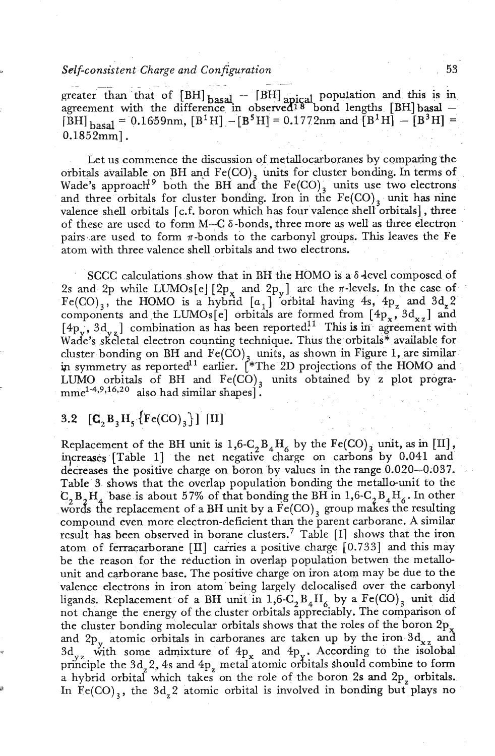greater than that of $[BH]_{basal} - [BH]_{apical}$ population and this is in agreement with the difference in observed[18] bond lengths $[BH]basal - [BH]_{basal} = 0.1659nm$, $[B^1H] - [B^5H] = 0.1772nm$ and $[B^1H] - [B^3H] = 0.1852mm]$.

Let us commence the discussion of metallocarboranes by comparing the orbitals available on BH and $Fe(CO)_3$ units for cluster bonding. In terms of Wade's approach[19] both the BH and the $Fe(CO)_3$ units use two electrons and three orbitals for cluster bonding. Iron in the $Fe(CO)_3$ unit has nine valence shell orbitals [c.f. boron which has four valence shell orbitals], three of these are used to form M–C $\delta$-bonds, three more as well as three electron pairs are used to form $\pi$-bonds to the carbonyl groups. This leaves the Fe atom with three valence shell orbitals and two electrons.

SCCC calculations show that in BH the HOMO is a $\delta$-level composed of 2s and 2p while LUMOs[e] [$2p_x$ and $2p_y$] are the $\pi$-levels. In the case of $Fe(CO)_3$, the HOMO is a hybrid [$a_1$] orbital having 4s, $4p_z$ and $3d_z2$ components and the LUMOs[e] orbitals are formed from [$4p_x$, $3d_{xz}$] and [$4p_y$, $3d_{yz}$] combination as has been reported.[11] This is in agreement with Wade's skeletal electron counting technique. Thus the orbitals* available for cluster bonding on BH and $Fe(CO)_3$ units, as shown in Figure 1, are similar in symmetry as reported[11] earlier. [*The 2D projections of the HOMO and LUMO orbitals of BH and $Fe(CO)_3$ units obtained by z plot programme[1-4,9,16,20] also had similar shapes].

### 3.2 $[C_2B_3H_5\{Fe(CO)_3\}]$ [II]

Replacement of the BH unit is $1,6\text{-}C_2B_4H_6$ by the $Fe(CO)_3$ unit, as in [II], increases [Table 1] the net negative charge on carbons by 0.041 and decreases the positive charge on boron by values in the range 0.020–0.037. Table 3 shows that the overlap population bonding the metallo-unit to the $C_2B_3H_4$ base is about 57% of that bonding the BH in $1,6\text{-}C_2B_4H_6$. In other words the replacement of a BH unit by a $Fe(CO)_3$ group makes the resulting compound even more electron-deficient than the parent carborane. A similar result has been observed in borane clusters.[7] Table [I] shows that the iron atom of ferracarborane [II] carries a positive charge [0.733] and this may be the reason for the reduction in overlap population betwen the metallo-unit and carborane base. The positive charge on iron atom may be due to the valence electrons in iron atom being largely delocalised over the carbonyl ligands. Replacement of a BH unit in $1,6\text{-}C_2B_4H_6$ by a $Fe(CO)_3$ unit did not change the energy of the cluster orbitals appreciably. The comparison of the cluster bonding molecular orbitals shows that the roles of the boron $2p_x$ and $2p_y$ atomic orbitals in carboranes are taken up by the iron $3d_{xz}$ and $3d_{yz}$ with some admixture of $4p_x$ and $4p_y$. According to the isolobal principle the $3d_z2$, 4s and $4p_z$ metal atomic orbitals should combine to form a hybrid orbital which takes on the role of the boron 2s and $2p_z$ orbitals. In $Fe(CO)_3$, the $3d_z2$ atomic orbital is involved in bonding but plays no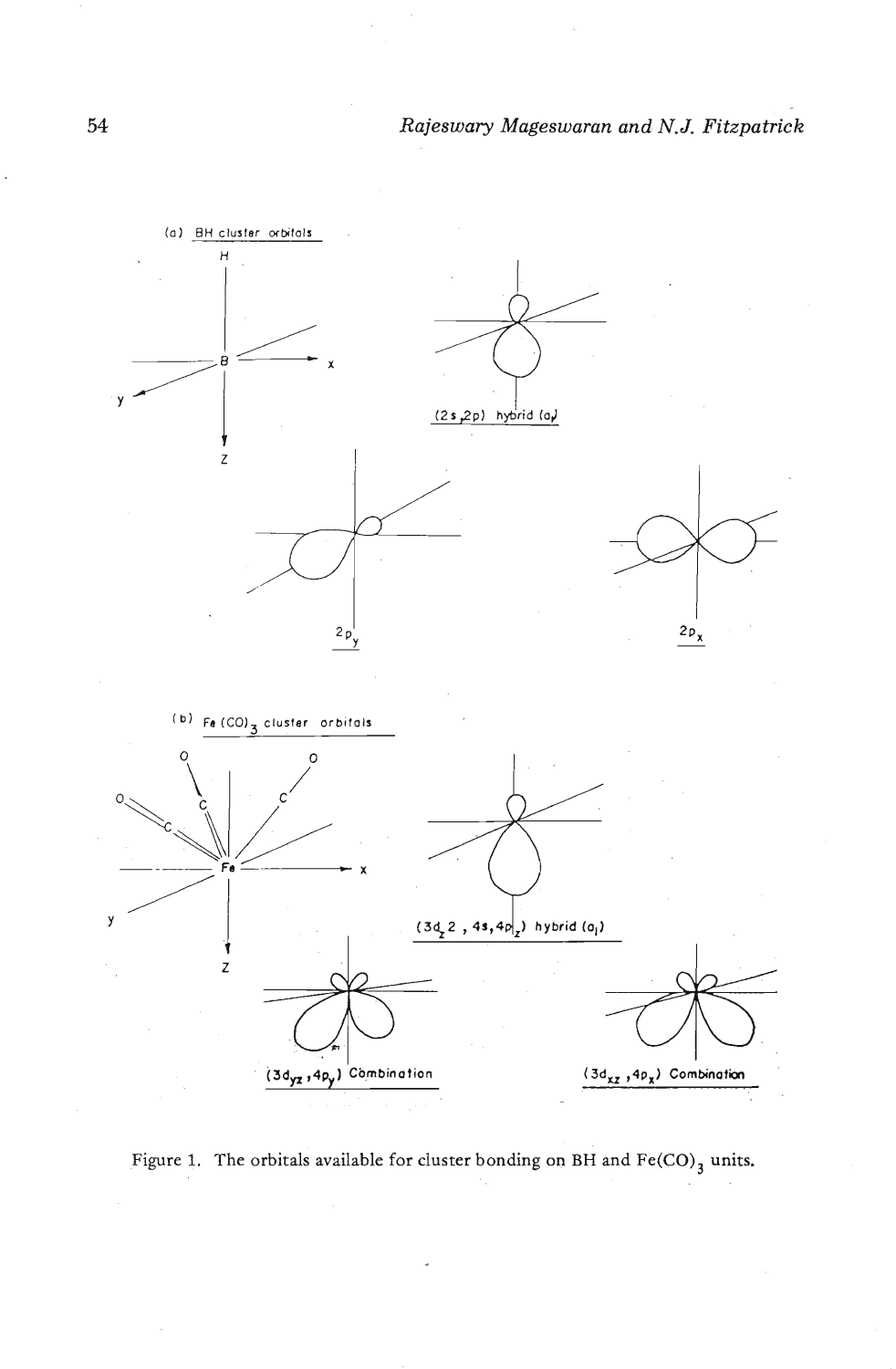Figure 1. The orbitals available for cluster bonding on BH and $Fe(CO)_3$ units.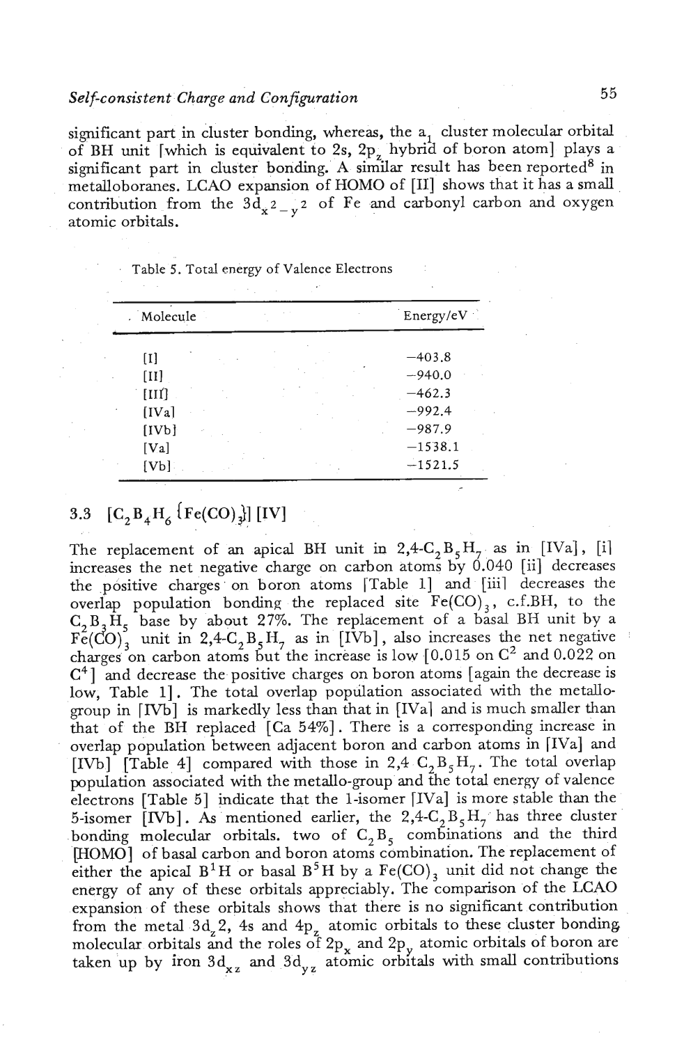significant part in cluster bonding, whereas, the $a_1$ cluster molecular orbital of BH unit [which is equivalent to 2s, $2p_z$ hybrid of boron atom] plays a significant part in cluster bonding. A similar result has been reported[8] in metalloboranes. LCAO expansion of HOMO of [II] shows that it has a small contribution from the $3d_{x^2-y^2}$ of Fe and carbonyl carbon and oxygen atomic orbitals.

Table 5. Total energy of Valence Electrons

| Molecule | Energy/eV |
|---|---|
| [I] | −403.8 |
| [II] | −940.0 |
| [III] | −462.3 |
| [IVa] | −992.4 |
| [IVb] | −987.9 |
| [Va] | −1538.1 |
| [Vb] | −1521.5 |

### 3.3 [$C_2B_4H_6${$Fe(CO)_3$}] [IV]

The replacement of an apical BH unit in 2,4-$C_2B_5H_7$ as in [IVa], [i] increases the net negative charge on carbon atoms by 0.040 [ii] decreases the positive charges on boron atoms [Table 1] and [iii] decreases the overlap population bonding the replaced site $Fe(CO)_3$, c.f.BH, to the $C_2B_3H_5$ base by about 27%. The replacement of a basal BH unit by a $Fe(CO)_3$ unit in 2,4-$C_2B_5H_7$ as in [IVb], also increases the net negative charges on carbon atoms but the increase is low [0.015 on $C^2$ and 0.022 on $C^4$] and decrease the positive charges on boron atoms [again the decrease is low, Table 1]. The total overlap population associated with the metallo-group in [IVb] is markedly less than that in [IVa] and is much smaller than that of the BH replaced [Ca 54%]. There is a corresponding increase in overlap population between adjacent boron and carbon atoms in [IVa] and [IVb] [Table 4] compared with those in 2,4 $C_2B_5H_7$. The total overlap population associated with the metallo-group and the total energy of valence electrons [Table 5] indicate that the 1-isomer [IVa] is more stable than the 5-isomer [IVb]. As mentioned earlier, the 2,4-$C_2B_5H_7$ has three cluster bonding molecular orbitals. two of $C_2B_5$ combinations and the third [HOMO] of basal carbon and boron atoms combination. The replacement of either the apical $B^1H$ or basal $B^5H$ by a $Fe(CO)_3$ unit did not change the energy of any of these orbitals appreciably. The comparison of the LCAO expansion of these orbitals shows that there is no significant contribution from the metal $3d_z2$, 4s and $4p_z$ atomic orbitals to these cluster bonding molecular orbitals and the roles of $2p_x$ and $2p_y$ atomic orbitals of boron are taken up by iron $3d_{xz}$ and $3d_{yz}$ atomic orbitals with small contributions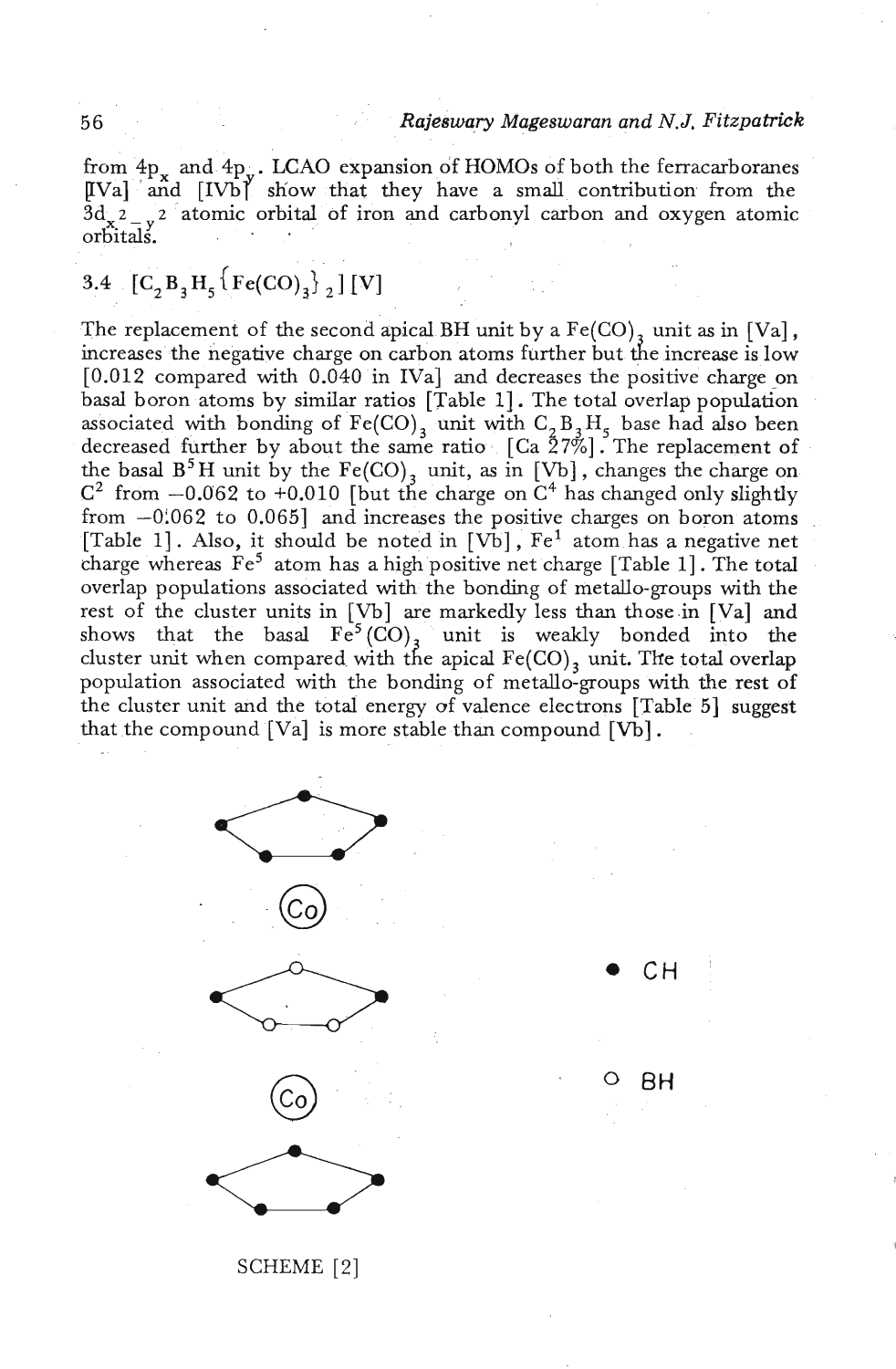from $4p_x$ and $4p_y$. LCAO expansion of HOMOs of both the ferracarboranes [IVa] and [IVb] show that they have a small contribution from the $3d_{x^2-y^2}$ atomic orbital of iron and carbonyl carbon and oxygen atomic orbitals.

### 3.4 $[C_2B_3H_5\{Fe(CO)_3\}_2]$ [V]

The replacement of the second apical BH unit by a $Fe(CO)_3$ unit as in [Va], increases the negative charge on carbon atoms further but the increase is low [0.012 compared with 0.040 in IVa] and decreases the positive charge on basal boron atoms by similar ratios [Table 1]. The total overlap population associated with bonding of $Fe(CO)_3$ unit with $C_2B_3H_5$ base had also been decreased further by about the same ratio [Ca 27%]. The replacement of the basal $B^5H$ unit by the $Fe(CO)_3$ unit, as in [Vb], changes the charge on $C^2$ from −0.062 to +0.010 [but the charge on $C^4$ has changed only slightly from −0.062 to 0.065] and increases the positive charges on boron atoms [Table 1]. Also, it should be noted in [Vb], $Fe^1$ atom has a negative net charge whereas $Fe^5$ atom has a high positive net charge [Table 1]. The total overlap populations associated with the bonding of metallo-groups with the rest of the cluster units in [Vb] are markedly less than those in [Va] and shows that the basal $Fe^5(CO)_3$ unit is weakly bonded into the cluster unit when compared with the apical $Fe(CO)_3$ unit. The total overlap population associated with the bonding of metallo-groups with the rest of the cluster unit and the total energy of valence electrons [Table 5] suggest that the compound [Va] is more stable than compound [Vb].

Co

Co

• CH

○ BH

SCHEME [2]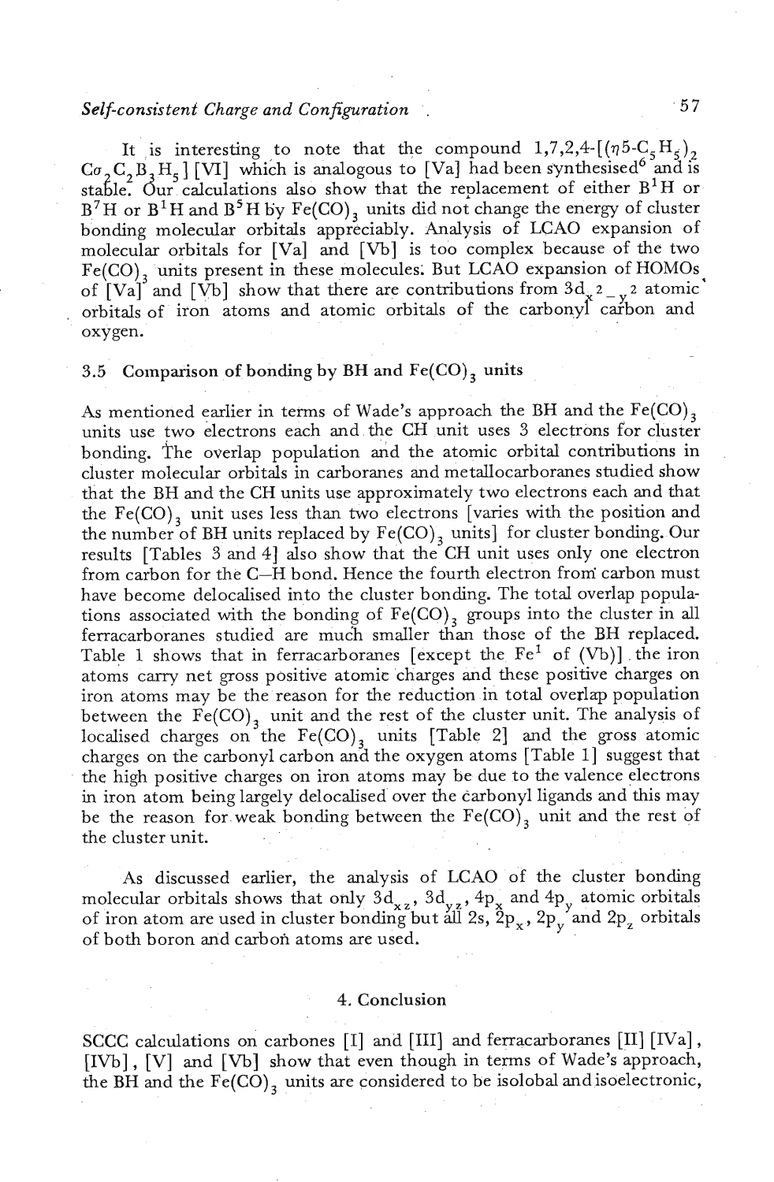It is interesting to note that the compound 1,7,2,4-[($\eta$5-$C_5H_5$)$_2$ $Co_2C_2B_3H_5$] [VI] which is analogous to [Va] had been synthesised[6] and is stable. Our calculations also show that the replacement of either $B^1H$ or $B^7H$ or $B^1H$ and $B^5H$ by $Fe(CO)_3$ units did not change the energy of cluster bonding molecular orbitals appreciably. Analysis of LCAO expansion of molecular orbitals for [Va] and [Vb] is too complex because of the two $Fe(CO)_3$ units present in these molecules. But LCAO expansion of HOMOs of [Va] and [Vb] show that there are contributions from $3d_{x^2-y^2}$ atomic orbitals of iron atoms and atomic orbitals of the carbonyl carbon and oxygen.

### 3.5 Comparison of bonding by BH and $Fe(CO)_3$ units

As mentioned earlier in terms of Wade's approach the BH and the $Fe(CO)_3$ units use two electrons each and the CH unit uses 3 electrons for cluster bonding. The overlap population and the atomic orbital contributions in cluster molecular orbitals in carboranes and metallocarboranes studied show that the BH and the CH units use approximately two electrons each and that the $Fe(CO)_3$ unit uses less than two electrons [varies with the position and the number of BH units replaced by $Fe(CO)_3$ units] for cluster bonding. Our results [Tables 3 and 4] also show that the CH unit uses only one electron from carbon for the C—H bond. Hence the fourth electron from carbon must have become delocalised into the cluster bonding. The total overlap populations associated with the bonding of $Fe(CO)_3$ groups into the cluster in all ferracarboranes studied are much smaller than those of the BH replaced. Table 1 shows that in ferracarboranes [except the $Fe^1$ of (Vb)] the iron atoms carry net gross positive atomic charges and these positive charges on iron atoms may be the reason for the reduction in total overlap population between the $Fe(CO)_3$ unit and the rest of the cluster unit. The analysis of localised charges on the $Fe(CO)_3$ units [Table 2] and the gross atomic charges on the carbonyl carbon and the oxygen atoms [Table 1] suggest that the high positive charges on iron atoms may be due to the valence electrons in iron atom being largely delocalised over the carbonyl ligands and this may be the reason for weak bonding between the $Fe(CO)_3$ unit and the rest of the cluster unit.

As discussed earlier, the analysis of LCAO of the cluster bonding molecular orbitals shows that only $3d_{xz}$, $3d_{yz}$, $4p_x$ and $4p_y$ atomic orbitals of iron atom are used in cluster bonding but all 2s, $2p_x$, $2p_y$ and $2p_z$ orbitals of both boron and carbon atoms are used.

## 4. Conclusion

SCCC calculations on carbones [I] and [III] and ferracarboranes [II] [IVa], [IVb], [V] and [Vb] show that even though in terms of Wade's approach, the BH and the $Fe(CO)_3$ units are considered to be isolobal and isoelectronic,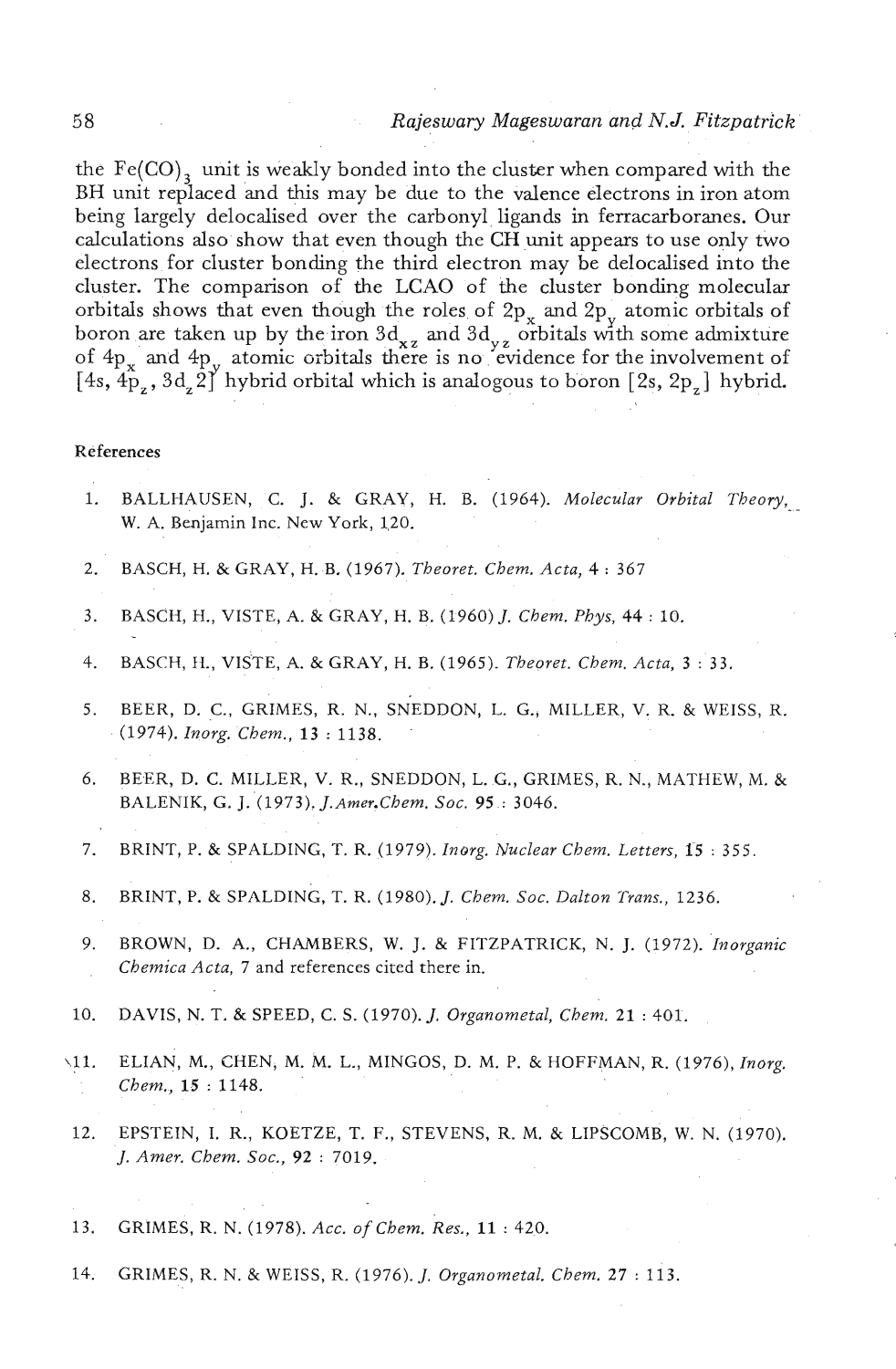the $Fe(CO)_3$ unit is weakly bonded into the cluster when compared with the BH unit replaced and this may be due to the valence electrons in iron atom being largely delocalised over the carbonyl ligands in ferracarboranes. Our calculations also show that even though the CH unit appears to use only two electrons for cluster bonding the third electron may be delocalised into the cluster. The comparison of the LCAO of the cluster bonding molecular orbitals shows that even though the roles of $2p_x$ and $2p_y$ atomic orbitals of boron are taken up by the iron $3d_{xz}$ and $3d_{yz}$ orbitals with some admixture of $4p_x$ and $4p_y$ atomic orbitals there is no evidence for the involvement of $[4s, 4p_z, 3d_z2]$ hybrid orbital which is analogous to boron $[2s, 2p_z]$ hybrid.

#### References

1. BALLHAUSEN, C. J. & GRAY, H. B. (1964). *Molecular Orbital Theory*, W. A. Benjamin Inc. New York, 120.
2. BASCH, H. & GRAY, H. B. (1967). *Theoret. Chem. Acta,* **4** : 367
3. BASCH, H., VISTE, A. & GRAY, H. B. (1960) *J. Chem. Phys,* **44** : 10.
4. BASCH, H., VISTE, A. & GRAY, H. B. (1965). *Theoret. Chem. Acta,* **3** : 33.
5. BEER, D. C., GRIMES, R. N., SNEDDON, L. G., MILLER, V. R. & WEISS, R. (1974). *Inorg. Chem.,* **13** : 1138.
6. BEER, D. C. MILLER, V. R., SNEDDON, L. G., GRIMES, R. N., MATHEW, M. & BALENIK, G. J. (1973). *J.Amer.Chem. Soc.* **95** : 3046.
7. BRINT, P. & SPALDING, T. R. (1979). *Inorg. Nuclear Chem. Letters,* **15** : 355.
8. BRINT, P. & SPALDING, T. R. (1980). *J. Chem. Soc. Dalton Trans.,* 1236.
9. BROWN, D. A., CHAMBERS, W. J. & FITZPATRICK, N. J. (1972). *Inorganic Chemica Acta,* 7 and references cited there in.
10. DAVIS, N. T. & SPEED, C. S. (1970). *J. Organometal, Chem.* **21** : 401.
11. ELIAN, M., CHEN, M. M. L., MINGOS, D. M. P. & HOFFMAN, R. (1976), *Inorg. Chem.,* **15** : 1148.
12. EPSTEIN, I. R., KOETZE, T. F., STEVENS, R. M. & LIPSCOMB, W. N. (1970). *J. Amer. Chem. Soc.,* **92** : 7019.
13. GRIMES, R. N. (1978). *Acc. of Chem. Res.,* **11** : 420.
14. GRIMES, R. N. & WEISS, R. (1976). *J. Organometal. Chem.* **27** : 113.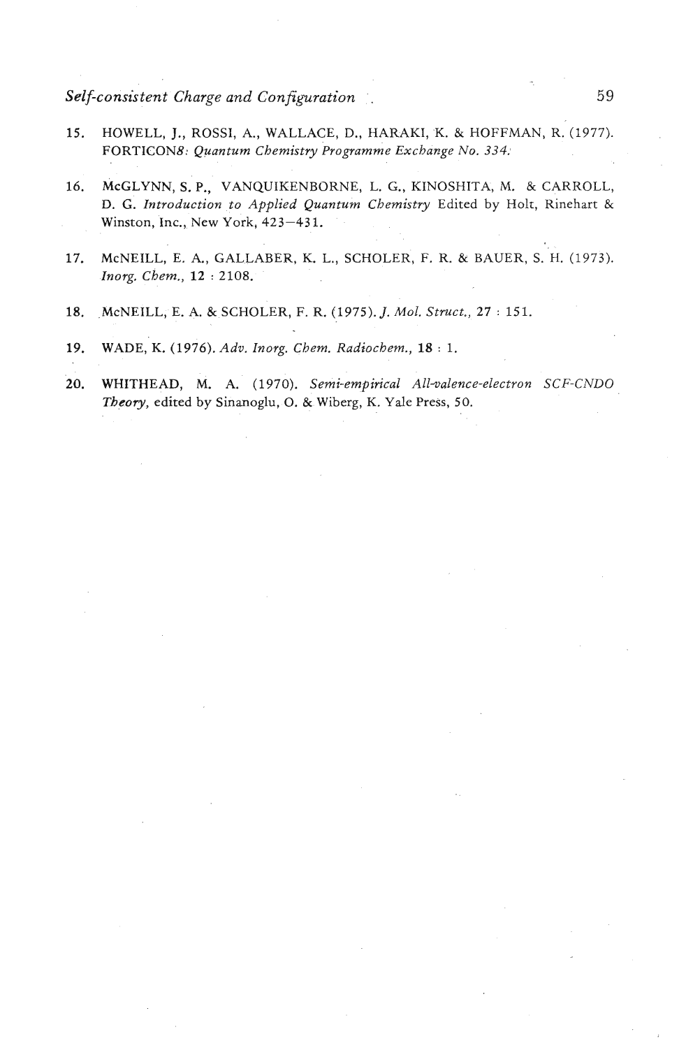15. HOWELL, J., ROSSI, A., WALLACE, D., HARAKI, K. & HOFFMAN, R. (1977). FORTICON8: *Quantum Chemistry Programme Exchange No. 334.*

16. McGLYNN, S. P., VANQUIKENBORNE, L. G., KINOSHITA, M. & CARROLL, D. G. *Introduction to Applied Quantum Chemistry* Edited by Holt, Rinehart & Winston, Inc., New York, 423–431.

17. McNEILL, E. A., GALLABER, K. L., SCHOLER, F. R. & BAUER, S. H. (1973). *Inorg. Chem.*, **12** : 2108.

18. McNEILL, E. A. & SCHOLER, F. R. (1975). *J. Mol. Struct.*, **27** : 151.

19. WADE, K. (1976). *Adv. Inorg. Chem. Radiochem.*, **18** : 1.

20. WHITHEAD, M. A. (1970). *Semi-empirical All-valence-electron SCF-CNDO Theory*, edited by Sinanoglu, O. & Wiberg, K. Yale Press, 50.